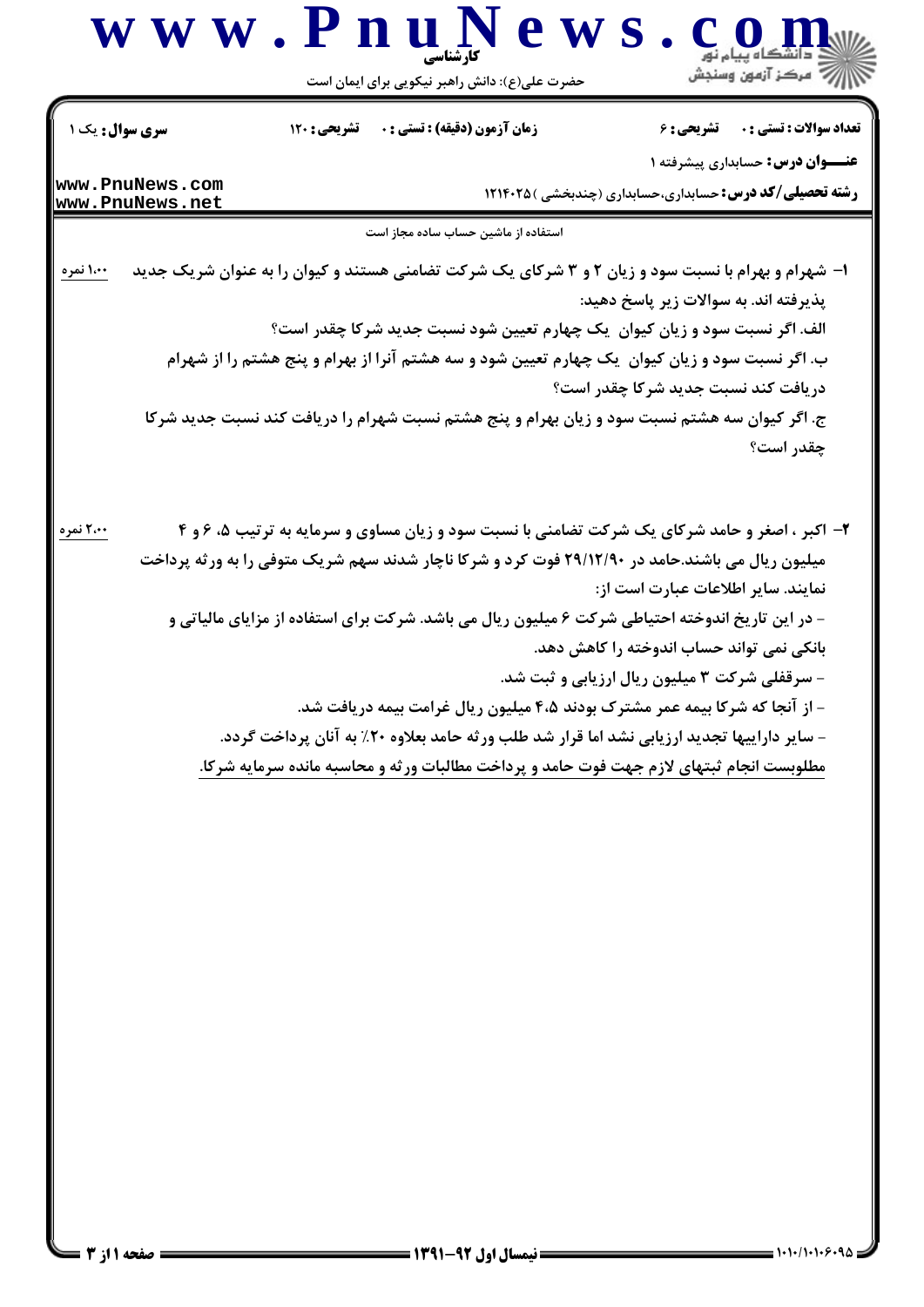**کارشناسی**

حضرت علی(ع): دانش راهبر نیکویی برای ایمان است

**سری سوال:** یک ۱ | **زمان آزمون (دقیقه) : تستی :** ۰ **تشریحی :** ۱۲۰ | **تعداد سوالات : تستی :** ۰ **تشریحی :** ۶

**عنـــوان درس:** حسابداری پیشرفته ۱

**رشته تحصیلی/کد درس:** حسابداری،حسابداری (چندبخشی )۱۲۱۴۰۲۵

استفاده از ماشین حساب ساده مجاز است

۱- شهرام و بهرام با نسبت سود و زیان ۲ و ۳ شرکای یک شرکت تضامنی هستند و کیوان را به عنوان شریک جدید پذیرفته اند. به سوالات زیر پاسخ دهید: (۱،۰۰ نمره)

الف. اگر نسبت سود و زیان کیوان یک چهارم تعیین شود نسبت جدید شرکا چقدر است؟

ب. اگر نسبت سود و زیان کیوان یک چهارم تعیین شود و سه هشتم آنرا از بهرام و پنج هشتم را از شهرام دریافت کند نسبت جدید شرکا چقدر است؟

ج. اگر کیوان سه هشتم نسبت سود و زیان بهرام و پنج هشتم نسبت شهرام را دریافت کند نسبت جدید شرکا چقدر است؟

۲- اکبر ، اصغر و حامد شرکای یک شرکت تضامنی با نسبت سود و زیان مساوی و سرمایه به ترتیب ۵، ۶ و ۴ میلیون ریال می باشند.حامد در ۲۹/۱۲/۹۰ فوت کرد و شرکا ناچار شدند سهم شریک متوفی را به ورثه پرداخت نمایند. سایر اطلاعات عبارت است از: (۲،۰۰ نمره)

- در این تاریخ اندوخته احتیاطی شرکت ۶ میلیون ریال می باشد. شرکت برای استفاده از مزایای مالیاتی و بانکی نمی تواند حساب اندوخته را کاهش دهد.
- سرقفلی شرکت ۳ میلیون ریال ارزیابی و ثبت شد.
- از آنجا که شرکا بیمه عمر مشترک بودند ۴،۵ میلیون ریال غرامت بیمه دریافت شد.
- سایر داراییها تجدید ارزیابی نشد اما قرار شد طلب ورثه حامد بعلاوه ۲۰٪ به آنان پرداخت گردد.

مطلوبست انجام ثبتهای لازم جهت فوت حامد و پرداخت مطالبات ورثه و محاسبه مانده سرمایه شرکا.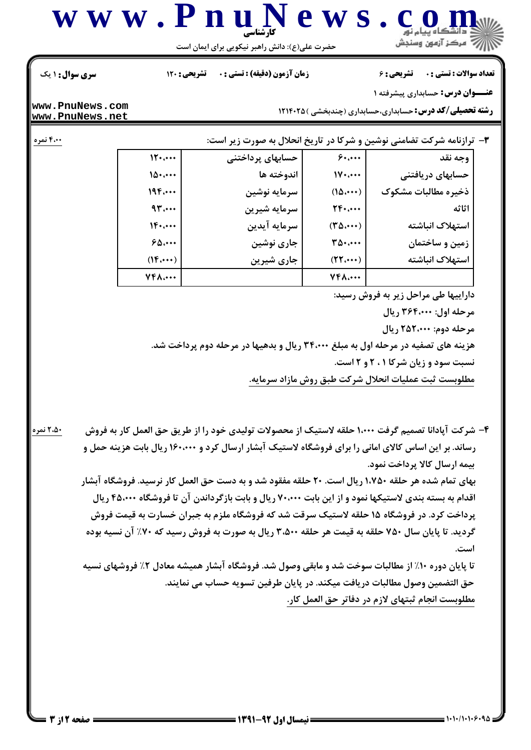۳- ترازنامه شرکت تضامنی نوشین و شرکا در تاریخ انحلال به صورت زیر است: (۴.۰۰ نمره)

| وجه نقد | ۶۰،۰۰۰ | حسابهای پرداختنی | ۱۲۰،۰۰۰ |
|---|---|---|---|
| حسابهای دریافتنی | ۱۷۰،۰۰۰ | اندوخته ها | ۱۵۰،۰۰۰ |
| ذخیره مطالبات مشکوک | (۱۵،۰۰۰) | سرمایه نوشین | ۱۹۴،۰۰۰ |
| اثاثه | ۲۴۰،۰۰۰ | سرمایه شیرین | ۹۳،۰۰۰ |
| استهلاک انباشته | (۳۵،۰۰۰) | سرمایه آیدین | ۱۴۰،۰۰۰ |
| زمین و ساختمان | ۳۵۰،۰۰۰ | جاری نوشین | ۶۵،۰۰۰ |
| استهلاک انباشته | (۲۲،۰۰۰) | جاری شیرین | (۱۴،۰۰۰) |
| | ۷۴۸،۰۰۰ | | ۷۴۸،۰۰۰ |

داراییها طی مراحل زیر به فروش رسید:

مرحله اول: ۳۶۴،۰۰۰ ریال

مرحله دوم: ۲۵۲،۰۰۰ ریال

هزینه های تصفیه در مرحله اول به مبلغ ۳۴،۰۰۰ ریال و بدهیها در مرحله دوم پرداخت شد.

نسبت سود و زیان شرکا ۱ ، ۲ و ۲ است.

مطلوبست ثبت عملیات انحلال شرکت طبق روش مازاد سرمایه.

۴- شرکت آپادانا تصمیم گرفت ۱،۰۰۰ حلقه لاستیک از محصولات تولیدی خود را از طریق حق العمل کار به فروش رساند. بر این اساس کالای امانی را برای فروشگاه لاستیک آبشار ارسال کرد و ۱۶۰،۰۰۰ ریال بابت هزینه حمل و بیمه ارسال کالا پرداخت نمود. (۲.۵۰ نمره)

بهای تمام شده هر حلقه ۱،۷۵۰ ریال است. ۲۰ حلقه مفقود شد و به دست حق العمل کار نرسید. فروشگاه آبشار اقدام به بسته بندی لاستیکها نمود و از این بابت ۷۰،۰۰۰ ریال و بابت بازگرداندن آن تا فروشگاه ۴۵،۰۰۰ ریال پرداخت کرد. در فروشگاه ۱۵ حلقه لاستیک سرقت شد که فروشگاه ملزم به جبران خسارت به قیمت فروش گردید. تا پایان سال ۷۵۰ حلقه به قیمت هر حلقه ۳،۵۰۰ ریال به صورت به فروش رسید که ۷۰٪ آن نسیه بوده است.

تا پایان دوره ۱۰٪ از مطالبات سوخت شد و مابقی وصول شد. فروشگاه آبشار همیشه معادل ۲٪ فروشهای نسیه حق التضمین وصول مطالبات دریافت میکند. در پایان طرفین تسویه حساب می نمایند.

مطلوبست انجام ثبتهای لازم در دفاتر حق العمل کار.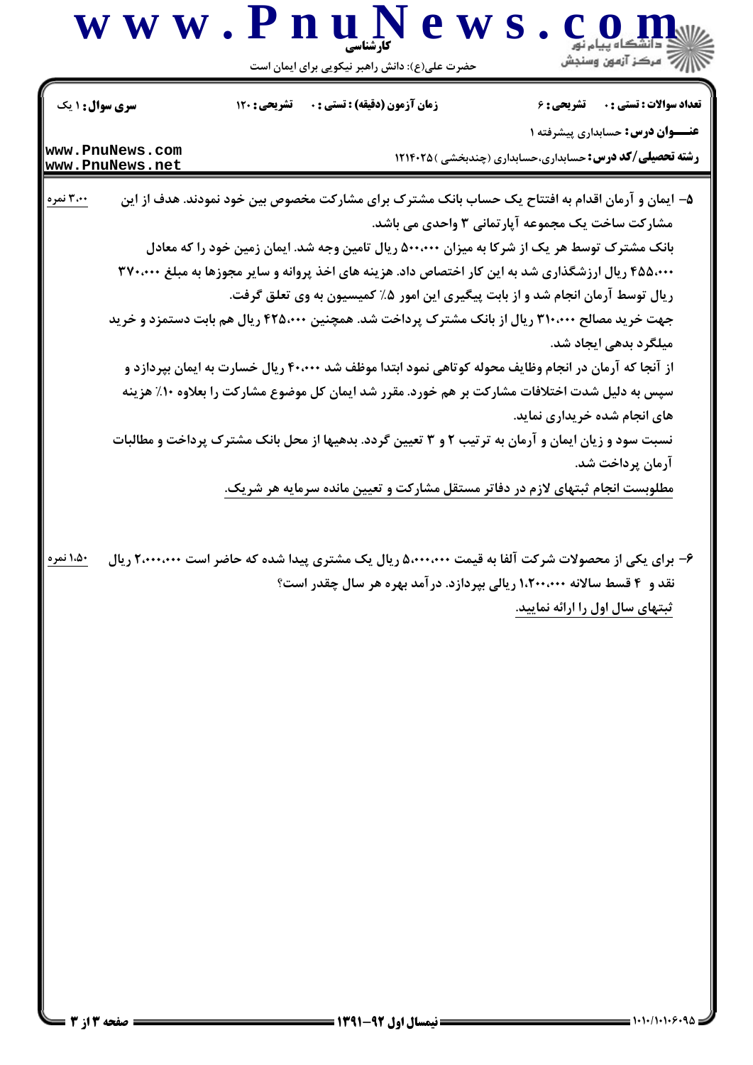۵- ایمان و آرمان اقدام به افتتاح یک حساب بانک مشترک برای مشارکت مخصوص بین خود نمودند. هدف از این مشارکت ساخت یک مجموعه آپارتمانی ۳ واحدی می باشد. **(۳،۰۰ نمره)**

بانک مشترک توسط هر یک از شرکا به میزان ۵۰۰،۰۰۰ ریال تامین وجه شد. ایمان زمین خود را که معادل ۴۵۵،۰۰۰ ریال ارزشگذاری شد به این کار اختصاص داد. هزینه های اخذ پروانه و سایر مجوزها به مبلغ ۳۷۰،۰۰۰ ریال توسط آرمان انجام شد و از بابت پیگیری این امور ۵٪ کمیسیون به وی تعلق گرفت.

جهت خرید مصالح ۳۱۰،۰۰۰ ریال از بانک مشترک پرداخت شد. همچنین ۴۲۵،۰۰۰ ریال هم بابت دستمزد و خرید میلگرد بدهی ایجاد شد.

از آنجا که آرمان در انجام وظایف محوله کوتاهی نمود ابتدا موظف شد ۴۰،۰۰۰ ریال خسارت به ایمان بپردازد و سپس به دلیل شدت اختلافات مشارکت بر هم خورد. مقرر شد ایمان کل موضوع مشارکت را بعلاوه ۱۰٪ هزینه های انجام شده خریداری نماید.

نسبت سود و زیان ایمان و آرمان به ترتیب ۲ و ۳ تعیین گردد. بدهیها از محل بانک مشترک پرداخت و مطالبات آرمان پرداخت شد.

مطلوبست انجام ثبتهای لازم در دفاتر مستقل مشارکت و تعیین مانده سرمایه هر شریک.

۶- برای یکی از محصولات شرکت آلفا به قیمت ۵،۰۰۰،۰۰۰ ریال یک مشتری پیدا شده که حاضر است ۲،۰۰۰،۰۰۰ ریال نقد و ۴ قسط سالانه ۱،۲۰۰،۰۰۰ ریالی بپردازد. درآمد بهره هر سال چقدر است؟ **(۱،۵۰ نمره)**

ثبتهای سال اول را ارائه نمایید.